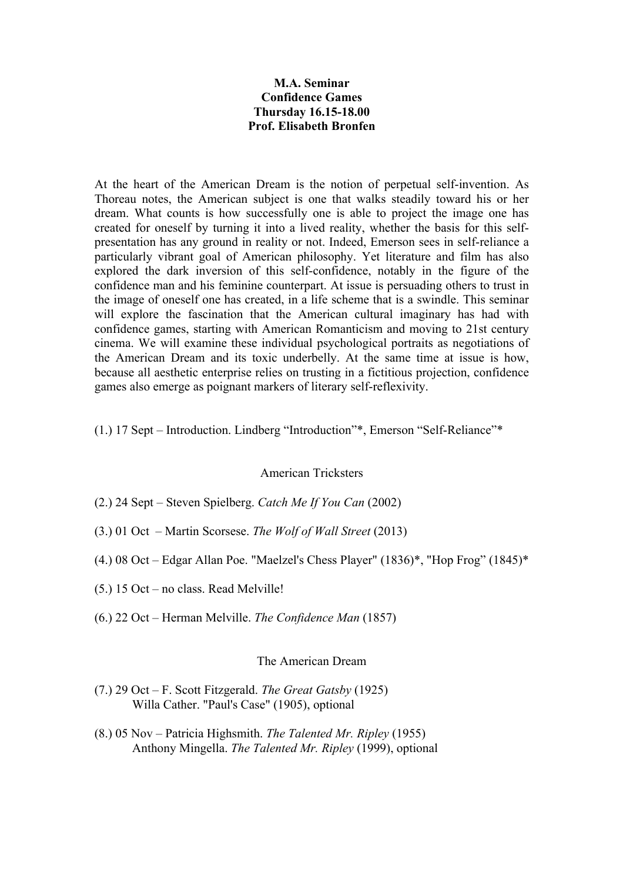**M.A. Seminar**
**Confidence Games**
**Thursday 16.15-18.00**
**Prof. Elisabeth Bronfen**

At the heart of the American Dream is the notion of perpetual self-invention. As Thoreau notes, the American subject is one that walks steadily toward his or her dream. What counts is how successfully one is able to project the image one has created for oneself by turning it into a lived reality, whether the basis for this self-presentation has any ground in reality or not. Indeed, Emerson sees in self-reliance a particularly vibrant goal of American philosophy. Yet literature and film has also explored the dark inversion of this self-confidence, notably in the figure of the confidence man and his feminine counterpart. At issue is persuading others to trust in the image of oneself one has created, in a life scheme that is a swindle. This seminar will explore the fascination that the American cultural imaginary has had with confidence games, starting with American Romanticism and moving to 21st century cinema. We will examine these individual psychological portraits as negotiations of the American Dream and its toxic underbelly. At the same time at issue is how, because all aesthetic enterprise relies on trusting in a fictitious projection, confidence games also emerge as poignant markers of literary self-reflexivity.

(1.) 17 Sept – Introduction. Lindberg "Introduction"*, Emerson "Self-Reliance"*

## American Tricksters

(2.) 24 Sept – Steven Spielberg. *Catch Me If You Can* (2002)

(3.) 01 Oct – Martin Scorsese. *The Wolf of Wall Street* (2013)

(4.) 08 Oct – Edgar Allan Poe. "Maelzel's Chess Player" (1836)*, "Hop Frog" (1845)*

(5.) 15 Oct – no class. Read Melville!

(6.) 22 Oct – Herman Melville. *The Confidence Man* (1857)

## The American Dream

(7.) 29 Oct – F. Scott Fitzgerald. *The Great Gatsby* (1925)
Willa Cather. "Paul's Case" (1905), optional

(8.) 05 Nov – Patricia Highsmith. *The Talented Mr. Ripley* (1955)
Anthony Mingella. *The Talented Mr. Ripley* (1999), optional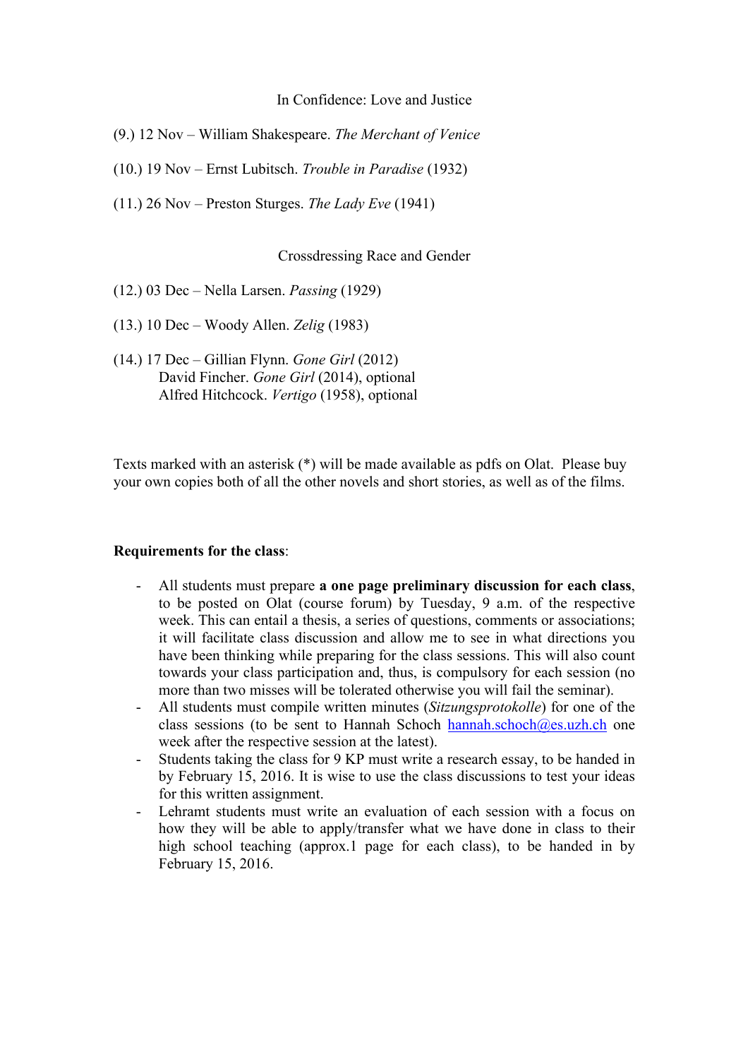## In Confidence: Love and Justice

(9.) 12 Nov – William Shakespeare. *The Merchant of Venice*

(10.) 19 Nov – Ernst Lubitsch. *Trouble in Paradise* (1932)

(11.) 26 Nov – Preston Sturges. *The Lady Eve* (1941)

## Crossdressing Race and Gender

(12.) 03 Dec – Nella Larsen. *Passing* (1929)

(13.) 10 Dec – Woody Allen. *Zelig* (1983)

(14.) 17 Dec – Gillian Flynn. *Gone Girl* (2012)
David Fincher. *Gone Girl* (2014), optional
Alfred Hitchcock. *Vertigo* (1958), optional

Texts marked with an asterisk (*) will be made available as pdfs on Olat. Please buy your own copies both of all the other novels and short stories, as well as of the films.

**Requirements for the class**:

- All students must prepare **a one page preliminary discussion for each class**, to be posted on Olat (course forum) by Tuesday, 9 a.m. of the respective week. This can entail a thesis, a series of questions, comments or associations; it will facilitate class discussion and allow me to see in what directions you have been thinking while preparing for the class sessions. This will also count towards your class participation and, thus, is compulsory for each session (no more than two misses will be tolerated otherwise you will fail the seminar).
- All students must compile written minutes (*Sitzungsprotokolle*) for one of the class sessions (to be sent to Hannah Schoch hannah.schoch@es.uzh.ch one week after the respective session at the latest).
- Students taking the class for 9 KP must write a research essay, to be handed in by February 15, 2016. It is wise to use the class discussions to test your ideas for this written assignment.
- Lehramt students must write an evaluation of each session with a focus on how they will be able to apply/transfer what we have done in class to their high school teaching (approx.1 page for each class), to be handed in by February 15, 2016.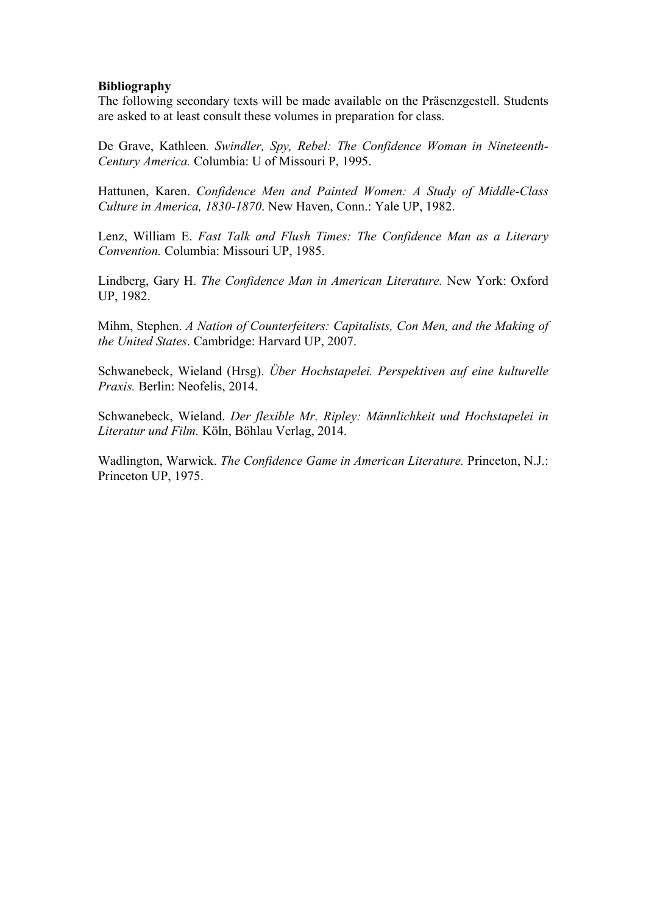**Bibliography**

The following secondary texts will be made available on the Präsenzgestell. Students are asked to at least consult these volumes in preparation for class.

De Grave, Kathleen*.* *Swindler, Spy, Rebel: The Confidence Woman in Nineteenth-Century America.* Columbia: U of Missouri P, 1995.

Hattunen, Karen. *Confidence Men and Painted Women: A Study of Middle-Class Culture in America, 1830-1870*. New Haven, Conn.: Yale UP, 1982.

Lenz, William E. *Fast Talk and Flush Times: The Confidence Man as a Literary Convention.* Columbia: Missouri UP, 1985.

Lindberg, Gary H. *The Confidence Man in American Literature.* New York: Oxford UP, 1982.

Mihm, Stephen. *A Nation of Counterfeiters: Capitalists, Con Men, and the Making of the United States*. Cambridge: Harvard UP, 2007.

Schwanebeck, Wieland (Hrsg). *Über Hochstapelei. Perspektiven auf eine kulturelle Praxis.* Berlin: Neofelis, 2014.

Schwanebeck, Wieland. *Der flexible Mr. Ripley: Männlichkeit und Hochstapelei in Literatur und Film.* Köln, Böhlau Verlag, 2014.

Wadlington, Warwick. *The Confidence Game in American Literature.* Princeton, N.J.: Princeton UP, 1975.